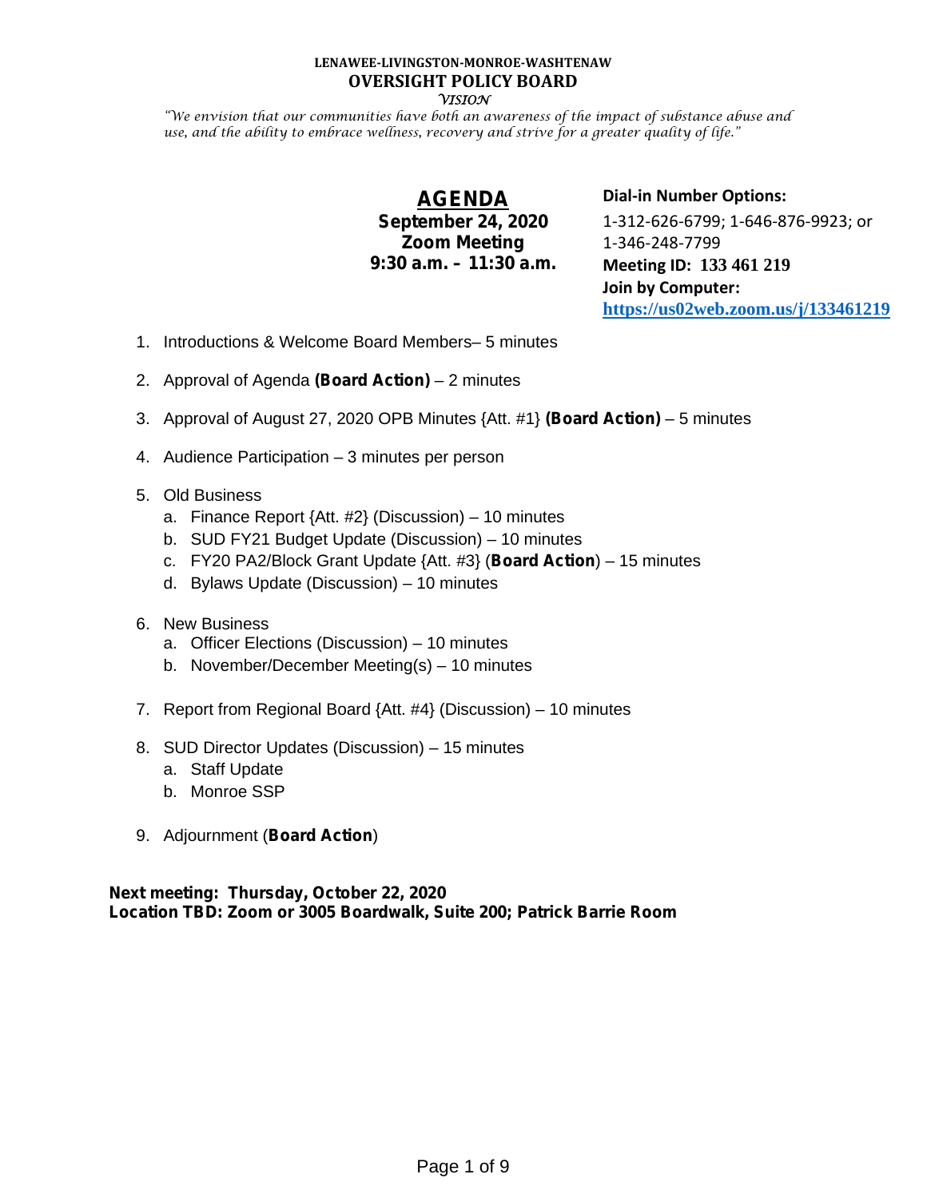**LENAWEE-LIVINGSTON-MONROE-WASHTENAW**

# OVERSIGHT POLICY BOARD

*VISION*

*"We envision that our communities have both an awareness of the impact of substance abuse and use, and the ability to embrace wellness, recovery and strive for a greater quality of life."*

## AGENDA

**September 24, 2020**
**Zoom Meeting**
**9:30 a.m. – 11:30 a.m.**

**Dial-in Number Options:**
1-312-626-6799; 1-646-876-9923; or 1-346-248-7799
**Meeting ID: 133 461 219**
**Join by Computer:**
**https://us02web.zoom.us/j/133461219**

1. Introductions & Welcome Board Members– 5 minutes
2. Approval of Agenda **(Board Action)** – 2 minutes
3. Approval of August 27, 2020 OPB Minutes {Att. #1} **(Board Action)** – 5 minutes
4. Audience Participation – 3 minutes per person
5. Old Business
   a. Finance Report {Att. #2} (Discussion) – 10 minutes
   b. SUD FY21 Budget Update (Discussion) – 10 minutes
   c. FY20 PA2/Block Grant Update {Att. #3} (**Board Action**) – 15 minutes
   d. Bylaws Update (Discussion) – 10 minutes
6. New Business
   a. Officer Elections (Discussion) – 10 minutes
   b. November/December Meeting(s) – 10 minutes
7. Report from Regional Board {Att. #4} (Discussion) – 10 minutes
8. SUD Director Updates (Discussion) – 15 minutes
   a. Staff Update
   b. Monroe SSP
9. Adjournment (**Board Action**)

**Next meeting: Thursday, October 22, 2020**
**Location TBD: Zoom or 3005 Boardwalk, Suite 200; Patrick Barrie Room**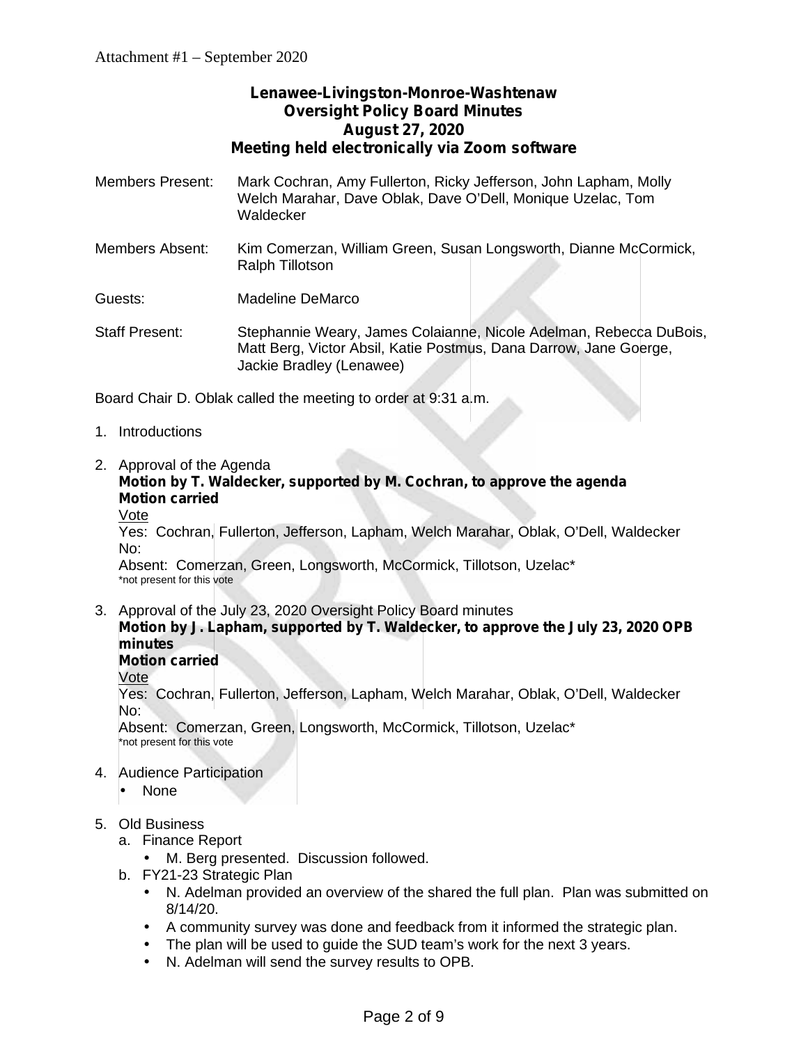Attachment #1 – September 2020

**Lenawee-Livingston-Monroe-Washtenaw**
**Oversight Policy Board Minutes**
**August 27, 2020**
**Meeting held electronically via Zoom software**

Members Present: Mark Cochran, Amy Fullerton, Ricky Jefferson, John Lapham, Molly Welch Marahar, Dave Oblak, Dave O'Dell, Monique Uzelac, Tom Waldecker

Members Absent: Kim Comerzan, William Green, Susan Longsworth, Dianne McCormick, Ralph Tillotson

Guests: Madeline DeMarco

Staff Present: Stephannie Weary, James Colaianne, Nicole Adelman, Rebecca DuBois, Matt Berg, Victor Absil, Katie Postmus, Dana Darrow, Jane Goerge, Jackie Bradley (Lenawee)

Board Chair D. Oblak called the meeting to order at 9:31 a.m.

1. Introductions

2. Approval of the Agenda
   **Motion by T. Waldecker, supported by M. Cochran, to approve the agenda**
   **Motion carried**
   Vote
   Yes: Cochran, Fullerton, Jefferson, Lapham, Welch Marahar, Oblak, O'Dell, Waldecker
   No:
   Absent: Comerzan, Green, Longsworth, McCormick, Tillotson, Uzelac*
   *not present for this vote

3. Approval of the July 23, 2020 Oversight Policy Board minutes
   **Motion by J. Lapham, supported by T. Waldecker, to approve the July 23, 2020 OPB minutes**
   **Motion carried**
   Vote
   Yes: Cochran, Fullerton, Jefferson, Lapham, Welch Marahar, Oblak, O'Dell, Waldecker
   No:
   Absent: Comerzan, Green, Longsworth, McCormick, Tillotson, Uzelac*
   *not present for this vote

4. Audience Participation
   - None

5. Old Business
   a. Finance Report
      - M. Berg presented. Discussion followed.
   b. FY21-23 Strategic Plan
      - N. Adelman provided an overview of the shared the full plan. Plan was submitted on 8/14/20.
      - A community survey was done and feedback from it informed the strategic plan.
      - The plan will be used to guide the SUD team's work for the next 3 years.
      - N. Adelman will send the survey results to OPB.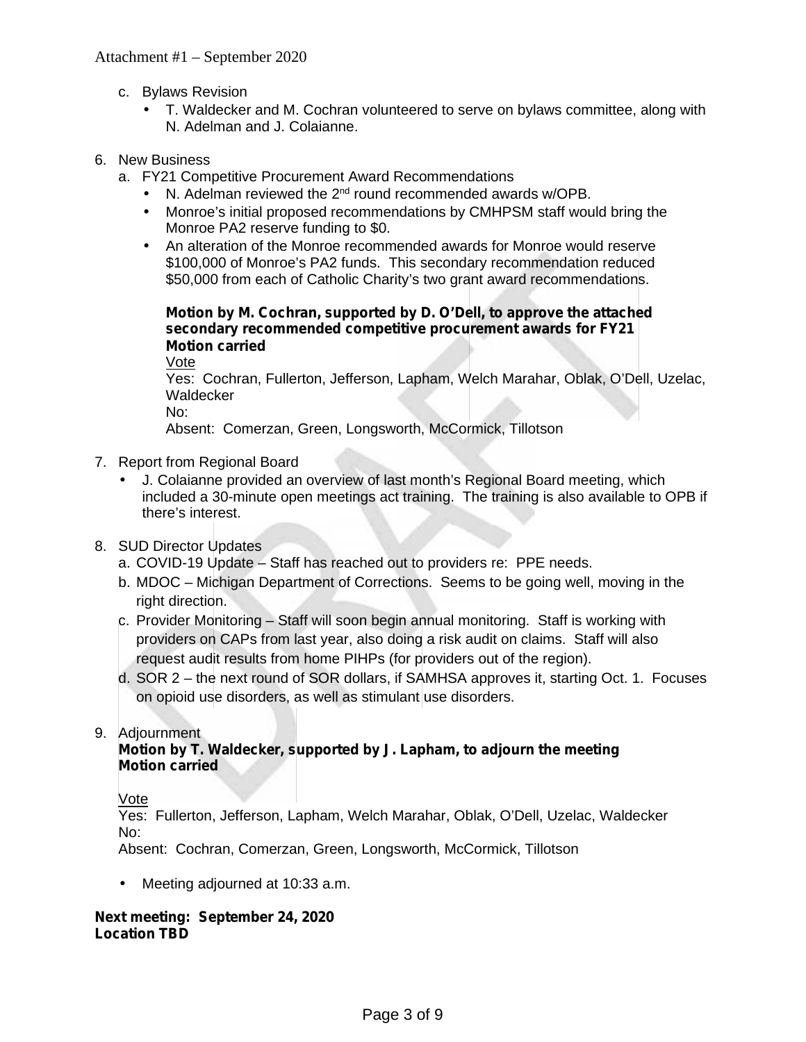c. Bylaws Revision
   - T. Waldecker and M. Cochran volunteered to serve on bylaws committee, along with N. Adelman and J. Colaianne.

6. New Business
   a. FY21 Competitive Procurement Award Recommendations
      - N. Adelman reviewed the 2nd round recommended awards w/OPB.
      - Monroe's initial proposed recommendations by CMHPSM staff would bring the Monroe PA2 reserve funding to $0.
      - An alteration of the Monroe recommended awards for Monroe would reserve $100,000 of Monroe's PA2 funds. This secondary recommendation reduced $50,000 from each of Catholic Charity's two grant award recommendations.

      **Motion by M. Cochran, supported by D. O'Dell, to approve the attached secondary recommended competitive procurement awards for FY21**
      **Motion carried**

      Vote
      Yes: Cochran, Fullerton, Jefferson, Lapham, Welch Marahar, Oblak, O'Dell, Uzelac, Waldecker
      No:
      Absent: Comerzan, Green, Longsworth, McCormick, Tillotson

7. Report from Regional Board
   - J. Colaianne provided an overview of last month's Regional Board meeting, which included a 30-minute open meetings act training. The training is also available to OPB if there's interest.

8. SUD Director Updates
   a. COVID-19 Update – Staff has reached out to providers re: PPE needs.
   b. MDOC – Michigan Department of Corrections. Seems to be going well, moving in the right direction.
   c. Provider Monitoring – Staff will soon begin annual monitoring. Staff is working with providers on CAPs from last year, also doing a risk audit on claims. Staff will also request audit results from home PIHPs (for providers out of the region).
   d. SOR 2 – the next round of SOR dollars, if SAMHSA approves it, starting Oct. 1. Focuses on opioid use disorders, as well as stimulant use disorders.

9. Adjournment
   **Motion by T. Waldecker, supported by J. Lapham, to adjourn the meeting**
   **Motion carried**

   Vote
   Yes: Fullerton, Jefferson, Lapham, Welch Marahar, Oblak, O'Dell, Uzelac, Waldecker
   No:
   Absent: Cochran, Comerzan, Green, Longsworth, McCormick, Tillotson

   - Meeting adjourned at 10:33 a.m.

**Next meeting: September 24, 2020**
**Location TBD**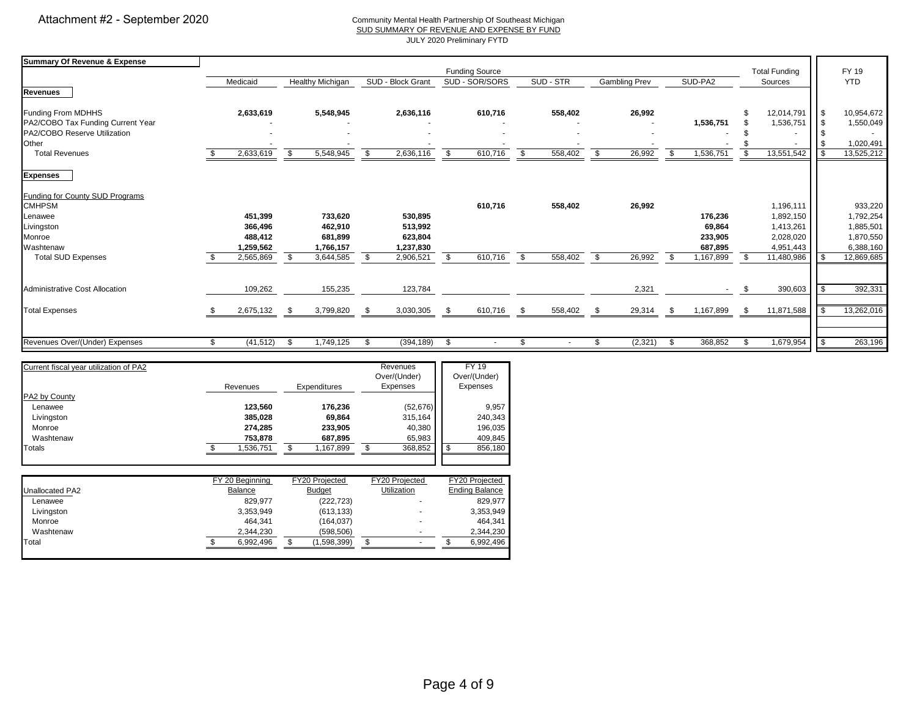Attachment #2 - September 2020

Community Mental Health Partnership Of Southeast Michigan
SUD SUMMARY OF REVENUE AND EXPENSE BY FUND
JULY 2020 Preliminary FYTD

| Summary Of Revenue & Expense | Medicaid | Healthy Michigan | SUD - Block Grant | SUD - SOR/SORS | SUD - STR | Gambling Prev | SUD-PA2 | Total Funding Sources | FY 19 YTD |
|---|---|---|---|---|---|---|---|---|---|
| **Revenues** | | | | | | | | | |
| Funding From MDHHS | **2,633,619** | **5,548,945** | **2,636,116** | **610,716** | **558,402** | **26,992** | | $ 12,014,791 | $ 10,954,672 |
| PA2/COBO Tax Funding Current Year | - | - | - | - | - | - | **1,536,751** | $ 1,536,751 | $ 1,550,049 |
| PA2/COBO Reserve Utilization | - | - | - | - | - | - | - | $ - | $ - |
| Other | - | - | - | - | - | - | - | $ - | $ 1,020,491 |
| Total Revenues | $ 2,633,619 | $ 5,548,945 | $ 2,636,116 | $ 610,716 | $ 558,402 | $ 26,992 | $ 1,536,751 | $ 13,551,542 | $ 13,525,212 |
| **Expenses** | | | | | | | | | |
| Funding for County SUD Programs | | | | | | | | | |
| CMHPSM | | | | **610,716** | **558,402** | **26,992** | | 1,196,111 | 933,220 |
| Lenawee | **451,399** | **733,620** | **530,895** | | | | **176,236** | 1,892,150 | 1,792,254 |
| Livingston | **366,496** | **462,910** | **513,992** | | | | **69,864** | 1,413,261 | 1,885,501 |
| Monroe | **488,412** | **681,899** | **623,804** | | | | **233,905** | 2,028,020 | 1,870,550 |
| Washtenaw | **1,259,562** | **1,766,157** | **1,237,830** | | | | **687,895** | 4,951,443 | 6,388,160 |
| Total SUD Expenses | $ 2,565,869 | $ 3,644,585 | $ 2,906,521 | $ 610,716 | $ 558,402 | $ 26,992 | $ 1,167,899 | $ 11,480,986 | $ 12,869,685 |
| Administrative Cost Allocation | 109,262 | 155,235 | 123,784 | | | 2,321 | - | $ 390,603 | $ 392,331 |
| Total Expenses | $ 2,675,132 | $ 3,799,820 | $ 3,030,305 | $ 610,716 | $ 558,402 | $ 29,314 | $ 1,167,899 | $ 11,871,588 | $ 13,262,016 |
| Revenues Over/(Under) Expenses | $ (41,512) | $ 1,749,125 | $ (394,189) | $ - | $ - | $ (2,321) | $ 368,852 | $ 1,679,954 | $ 263,196 |

| Current fiscal year utilization of PA2 | Revenues | Expenditures | Revenues Over/(Under) Expenses | FY 19 Over/(Under) Expenses |
|---|---|---|---|---|
| PA2 by County | | | | |
| Lenawee | **123,560** | **176,236** | (52,676) | 9,957 |
| Livingston | **385,028** | **69,864** | 315,164 | 240,343 |
| Monroe | **274,285** | **233,905** | 40,380 | 196,035 |
| Washtenaw | **753,878** | **687,895** | 65,983 | 409,845 |
| Totals | $ 1,536,751 | $ 1,167,899 | $ 368,852 | $ 856,180 |

| Unallocated PA2 | FY 20 Beginning Balance | FY20 Projected Budget | FY20 Projected Utilization | FY20 Projected Ending Balance |
|---|---|---|---|---|
| Lenawee | 829,977 | (222,723) | - | 829,977 |
| Livingston | 3,353,949 | (613,133) | - | 3,353,949 |
| Monroe | 464,341 | (164,037) | - | 464,341 |
| Washtenaw | 2,344,230 | (598,506) | - | 2,344,230 |
| Total | $ 6,992,496 | $ (1,598,399) | $ - | $ 6,992,496 |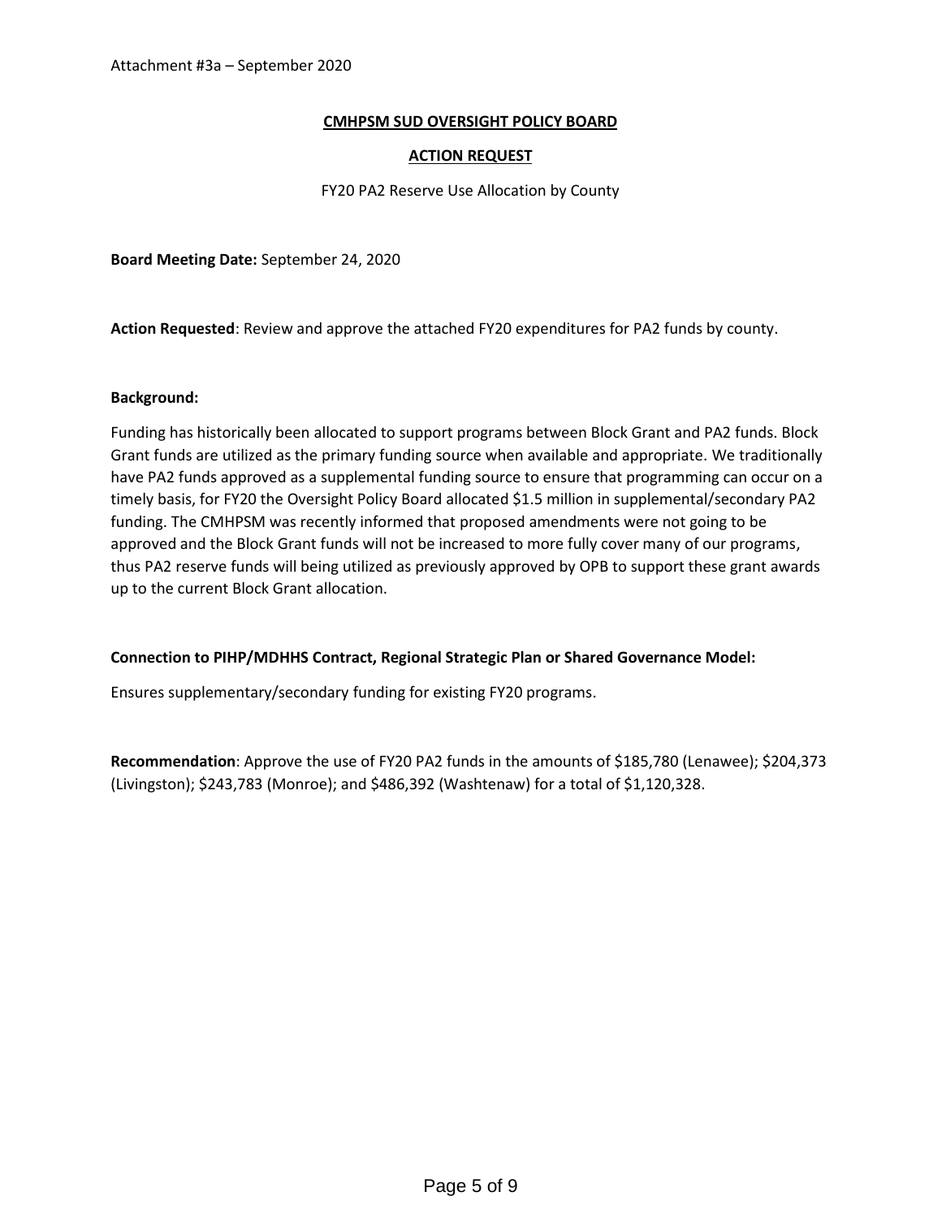Attachment #3a – September 2020

**CMHPSM SUD OVERSIGHT POLICY BOARD**

**ACTION REQUEST**

FY20 PA2 Reserve Use Allocation by County

**Board Meeting Date:** September 24, 2020

**Action Requested**: Review and approve the attached FY20 expenditures for PA2 funds by county.

**Background:**

Funding has historically been allocated to support programs between Block Grant and PA2 funds. Block Grant funds are utilized as the primary funding source when available and appropriate. We traditionally have PA2 funds approved as a supplemental funding source to ensure that programming can occur on a timely basis, for FY20 the Oversight Policy Board allocated $1.5 million in supplemental/secondary PA2 funding. The CMHPSM was recently informed that proposed amendments were not going to be approved and the Block Grant funds will not be increased to more fully cover many of our programs, thus PA2 reserve funds will being utilized as previously approved by OPB to support these grant awards up to the current Block Grant allocation.

**Connection to PIHP/MDHHS Contract, Regional Strategic Plan or Shared Governance Model:**

Ensures supplementary/secondary funding for existing FY20 programs.

**Recommendation**: Approve the use of FY20 PA2 funds in the amounts of $185,780 (Lenawee); $204,373 (Livingston); $243,783 (Monroe); and $486,392 (Washtenaw) for a total of $1,120,328.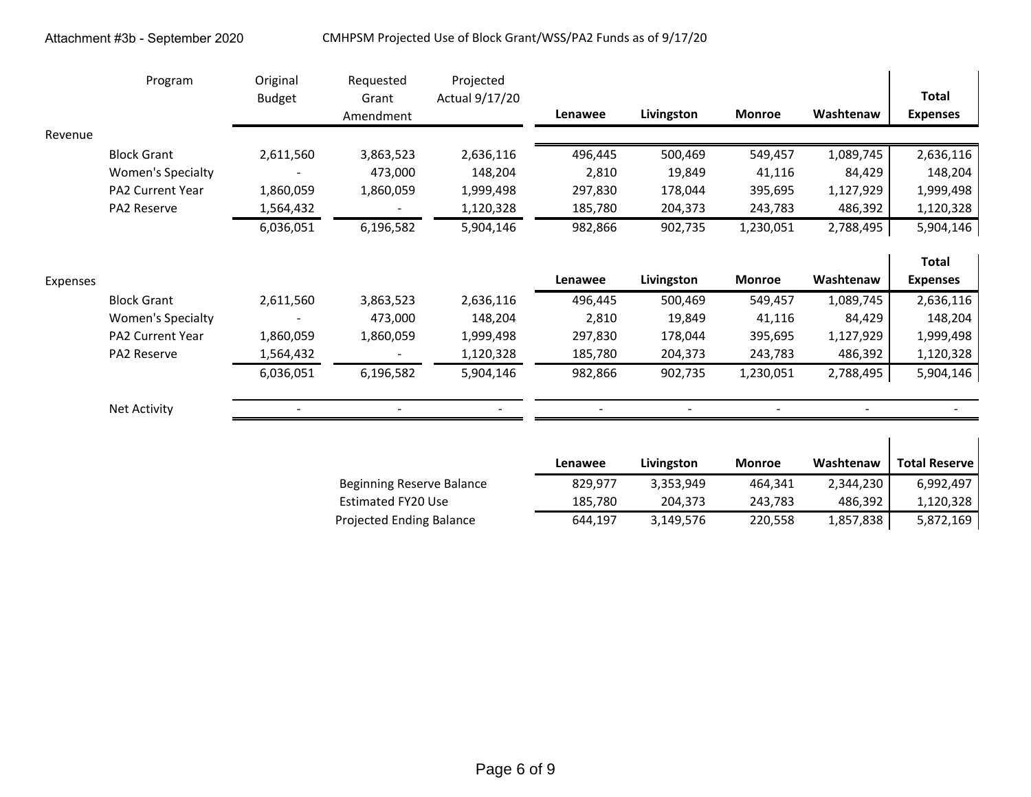Attachment #3b - September 2020

CMHPSM Projected Use of Block Grant/WSS/PA2 Funds as of 9/17/20

| | Program | Original Budget | Requested Grant Amendment | Projected Actual 9/17/20 | Lenawee | Livingston | Monroe | Washtenaw | Total Expenses |
|---|---|---|---|---|---|---|---|---|---|
| Revenue | | | | | | | | | |
| | Block Grant | 2,611,560 | 3,863,523 | 2,636,116 | 496,445 | 500,469 | 549,457 | 1,089,745 | 2,636,116 |
| | Women's Specialty | - | 473,000 | 148,204 | 2,810 | 19,849 | 41,116 | 84,429 | 148,204 |
| | PA2 Current Year | 1,860,059 | 1,860,059 | 1,999,498 | 297,830 | 178,044 | 395,695 | 1,127,929 | 1,999,498 |
| | PA2 Reserve | 1,564,432 | - | 1,120,328 | 185,780 | 204,373 | 243,783 | 486,392 | 1,120,328 |
| | | 6,036,051 | 6,196,582 | 5,904,146 | 982,866 | 902,735 | 1,230,051 | 2,788,495 | 5,904,146 |
| Expenses | | | | | Lenawee | Livingston | Monroe | Washtenaw | Total Expenses |
| | Block Grant | 2,611,560 | 3,863,523 | 2,636,116 | 496,445 | 500,469 | 549,457 | 1,089,745 | 2,636,116 |
| | Women's Specialty | - | 473,000 | 148,204 | 2,810 | 19,849 | 41,116 | 84,429 | 148,204 |
| | PA2 Current Year | 1,860,059 | 1,860,059 | 1,999,498 | 297,830 | 178,044 | 395,695 | 1,127,929 | 1,999,498 |
| | PA2 Reserve | 1,564,432 | - | 1,120,328 | 185,780 | 204,373 | 243,783 | 486,392 | 1,120,328 |
| | | 6,036,051 | 6,196,582 | 5,904,146 | 982,866 | 902,735 | 1,230,051 | 2,788,495 | 5,904,146 |
| | Net Activity | - | - | - | - | - | - | - | - |

| | Lenawee | Livingston | Monroe | Washtenaw | Total Reserve |
|---|---|---|---|---|---|
| Beginning Reserve Balance | 829,977 | 3,353,949 | 464,341 | 2,344,230 | 6,992,497 |
| Estimated FY20 Use | 185,780 | 204,373 | 243,783 | 486,392 | 1,120,328 |
| Projected Ending Balance | 644,197 | 3,149,576 | 220,558 | 1,857,838 | 5,872,169 |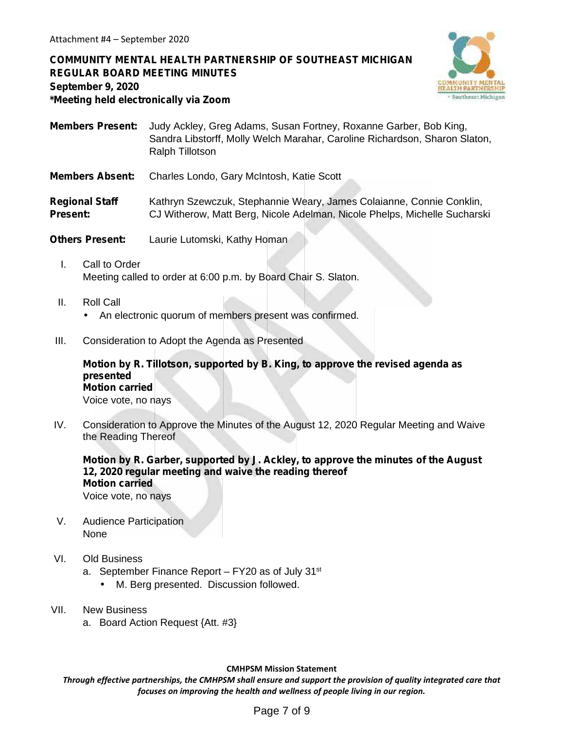Attachment #4 – September 2020

**COMMUNITY MENTAL HEALTH PARTNERSHIP OF SOUTHEAST MICHIGAN**
**REGULAR BOARD MEETING MINUTES**
**September 9, 2020**
***Meeting held electronically via Zoom**

**Members Present:** Judy Ackley, Greg Adams, Susan Fortney, Roxanne Garber, Bob King, Sandra Libstorff, Molly Welch Marahar, Caroline Richardson, Sharon Slaton, Ralph Tillotson

**Members Absent:** Charles Londo, Gary McIntosh, Katie Scott

**Regional Staff Present:** Kathryn Szewczuk, Stephannie Weary, James Colaianne, Connie Conklin, CJ Witherow, Matt Berg, Nicole Adelman, Nicole Phelps, Michelle Sucharski

**Others Present:** Laurie Lutomski, Kathy Homan

I. Call to Order
Meeting called to order at 6:00 p.m. by Board Chair S. Slaton.

II. Roll Call
- An electronic quorum of members present was confirmed.

III. Consideration to Adopt the Agenda as Presented

**Motion by R. Tillotson, supported by B. King, to approve the revised agenda as presented**
**Motion carried**
Voice vote, no nays

IV. Consideration to Approve the Minutes of the August 12, 2020 Regular Meeting and Waive the Reading Thereof

**Motion by R. Garber, supported by J. Ackley, to approve the minutes of the August 12, 2020 regular meeting and waive the reading thereof**
**Motion carried**
Voice vote, no nays

V. Audience Participation
None

VI. Old Business
a. September Finance Report – FY20 as of July 31st
- M. Berg presented. Discussion followed.

VII. New Business
a. Board Action Request {Att. #3}

**CMHPSM Mission Statement**
***Through effective partnerships, the CMHPSM shall ensure and support the provision of quality integrated care that focuses on improving the health and wellness of people living in our region.***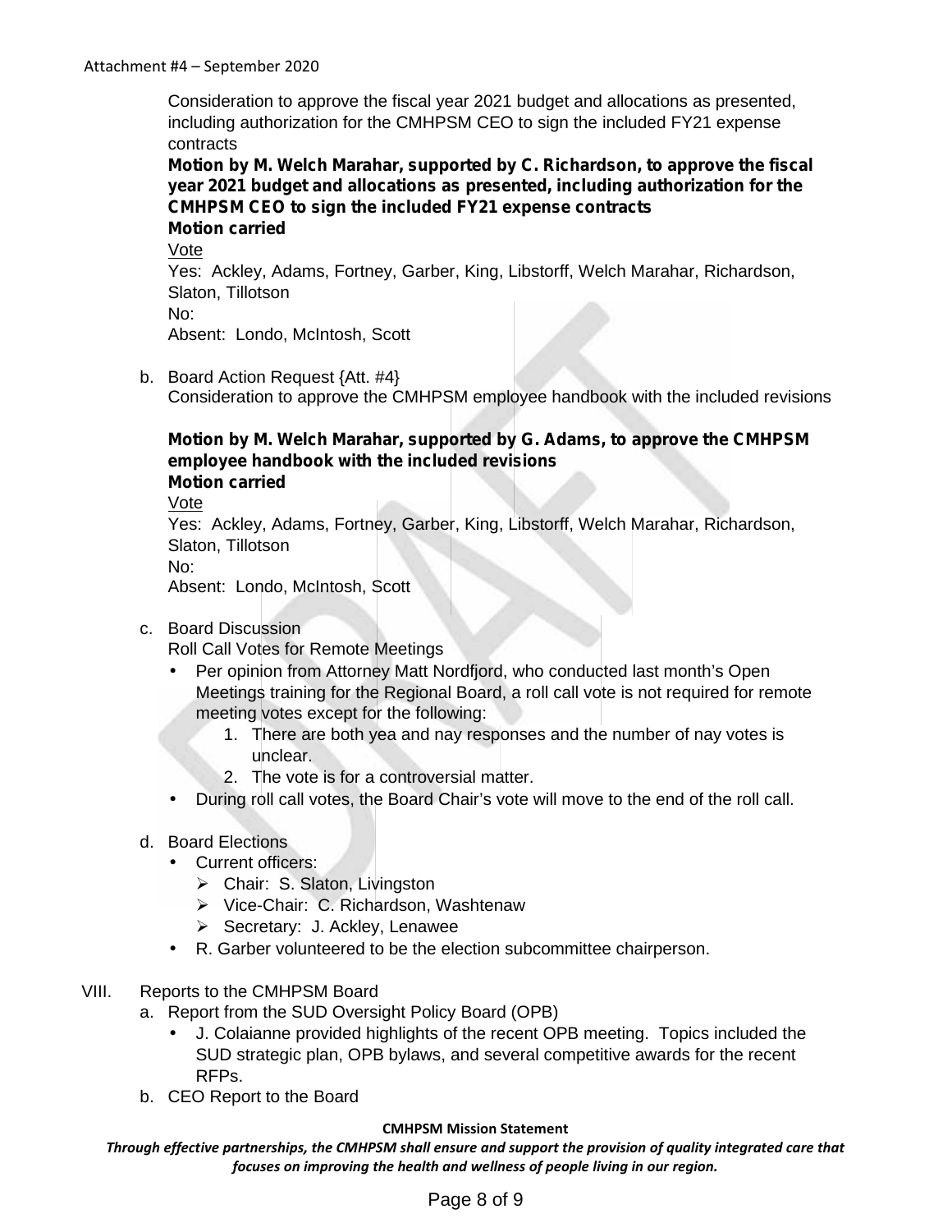Consideration to approve the fiscal year 2021 budget and allocations as presented, including authorization for the CMHPSM CEO to sign the included FY21 expense contracts

**Motion by M. Welch Marahar, supported by C. Richardson, to approve the fiscal year 2021 budget and allocations as presented, including authorization for the CMHPSM CEO to sign the included FY21 expense contracts**
**Motion carried**

Vote
Yes: Ackley, Adams, Fortney, Garber, King, Libstorff, Welch Marahar, Richardson, Slaton, Tillotson
No:
Absent: Londo, McIntosh, Scott

b. Board Action Request {Att. #4}
Consideration to approve the CMHPSM employee handbook with the included revisions

**Motion by M. Welch Marahar, supported by G. Adams, to approve the CMHPSM employee handbook with the included revisions**
**Motion carried**

Vote
Yes: Ackley, Adams, Fortney, Garber, King, Libstorff, Welch Marahar, Richardson, Slaton, Tillotson
No:
Absent: Londo, McIntosh, Scott

c. Board Discussion
Roll Call Votes for Remote Meetings
- Per opinion from Attorney Matt Nordfjord, who conducted last month's Open Meetings training for the Regional Board, a roll call vote is not required for remote meeting votes except for the following:
  1. There are both yea and nay responses and the number of nay votes is unclear.
  2. The vote is for a controversial matter.
- During roll call votes, the Board Chair's vote will move to the end of the roll call.

d. Board Elections
- Current officers:
  - Chair: S. Slaton, Livingston
  - Vice-Chair: C. Richardson, Washtenaw
  - Secretary: J. Ackley, Lenawee
- R. Garber volunteered to be the election subcommittee chairperson.

VIII. Reports to the CMHPSM Board
a. Report from the SUD Oversight Policy Board (OPB)
- J. Colaianne provided highlights of the recent OPB meeting. Topics included the SUD strategic plan, OPB bylaws, and several competitive awards for the recent RFPs.

b. CEO Report to the Board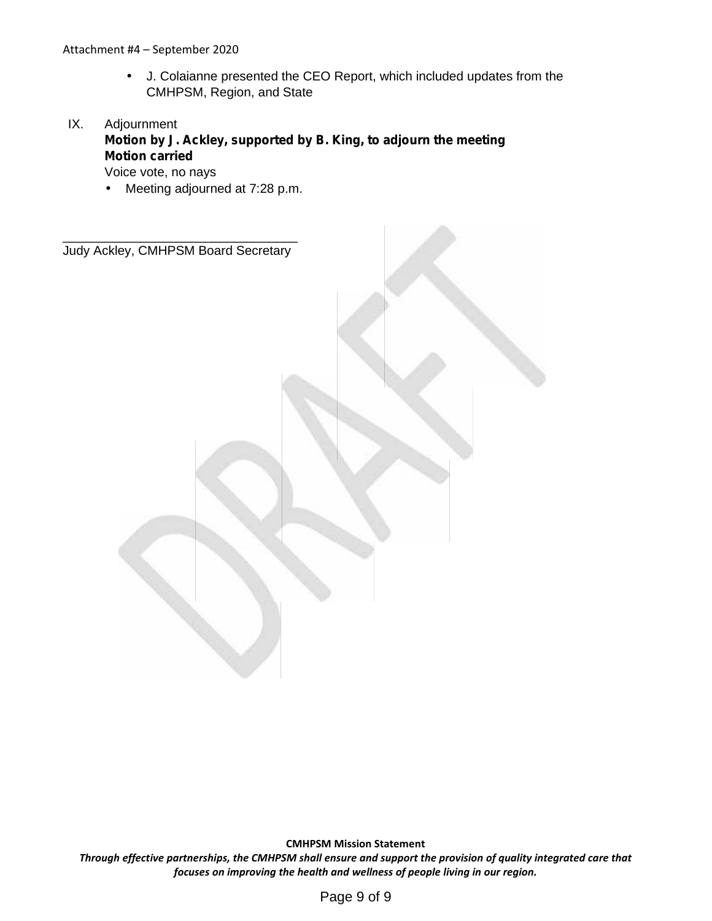- J. Colaianne presented the CEO Report, which included updates from the CMHPSM, Region, and State

IX. Adjournment

**Motion by J. Ackley, supported by B. King, to adjourn the meeting**
**Motion carried**
Voice vote, no nays

- Meeting adjourned at 7:28 p.m.

\_\_\_\_\_\_\_\_\_\_\_\_\_\_\_\_\_\_\_\_\_\_\_\_\_\_\_\_\_\_\_\_\_\_\_\_
Judy Ackley, CMHPSM Board Secretary

DRAFT

**CMHPSM Mission Statement**

***Through effective partnerships, the CMHPSM shall ensure and support the provision of quality integrated care that focuses on improving the health and wellness of people living in our region.***